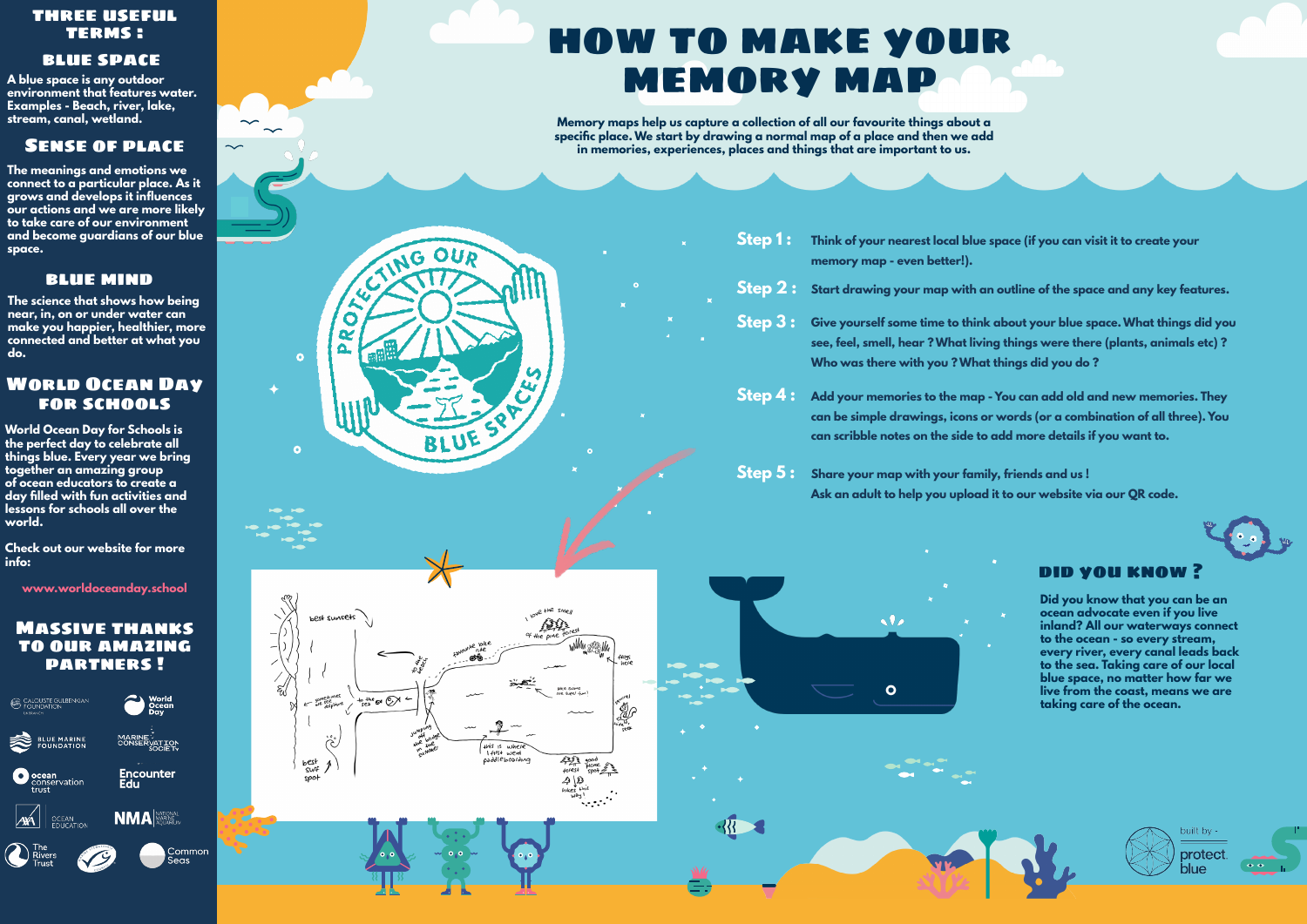# HOW TO MAKE YOUR MEMORY MAP

**Memory maps help us capture a collection of all our favourite things about a specific place. We start by drawing a normal map of a place and then we add in memories, experiences, places and things that are important to us.**

**Step 1:** Think of your nearest local blue space (if you can visit it to create your memory map - even better!).

**Step 2:** Start drawing your map with an outline of the space and any key features.

**Step 3:** Give yourself some time to think about your blue space. What things did you see, feel, smell, hear ? What living things were there (plants, animals etc) ? Who was there with you ? What things did you do ?

**Step 4:** Add your memories to the map - You can add old and new memories. They can be simple drawings, icons or words (or a combination of all three). You can scribble notes on the side to add more details if you want to.

**Step 5:** Share your map with your family, friends and us ! Ask an adult to help you upload it to our website via our QR code.

## DID YOU KNOW ?

Did you know that you can be an ocean advocate even if you live inland? All our waterways connect to the ocean - so every stream, every river, every canal leads back to the sea. Taking care of our local blue space, no matter how far we live from the coast, means we are taking care of the ocean.

## THREE USEFUL TERMS :

### BLUE SPACE

A blue space is any outdoor environment that features water. Examples - Beach, river, lake, stream, canal, wetland.

### SENSE OF PLACE

The meanings and emotions we connect to a particular place. As it grows and develops it influences our actions and we are more likely to take care of our environment and become guardians of our blue space.

### BLUE MIND

The science that shows how being near, in, on or under water can make you happier, healthier, more connected and better at what you do.

## WORLD OCEAN DAY FOR SCHOOLS

World Ocean Day for Schools is the perfect day to celebrate all things blue. Every year we bring together an amazing group of ocean educators to create a day filled with fun activities and lessons for schools all over the world.

Check out our website for more info:

www.worldoceanday.school

## MASSIVE THANKS TO OUR AMAZING PARTNERS !

Calouste Gulbenkian Foundation, World Ocean Day, Blue Marine Foundation, Marine Conservation Society, Ocean Conservation Trust, Encounter Edu, AXA Ocean Education, NMA National Marine Aquarium, The Rivers Trust, Common Seas

built by - protect blue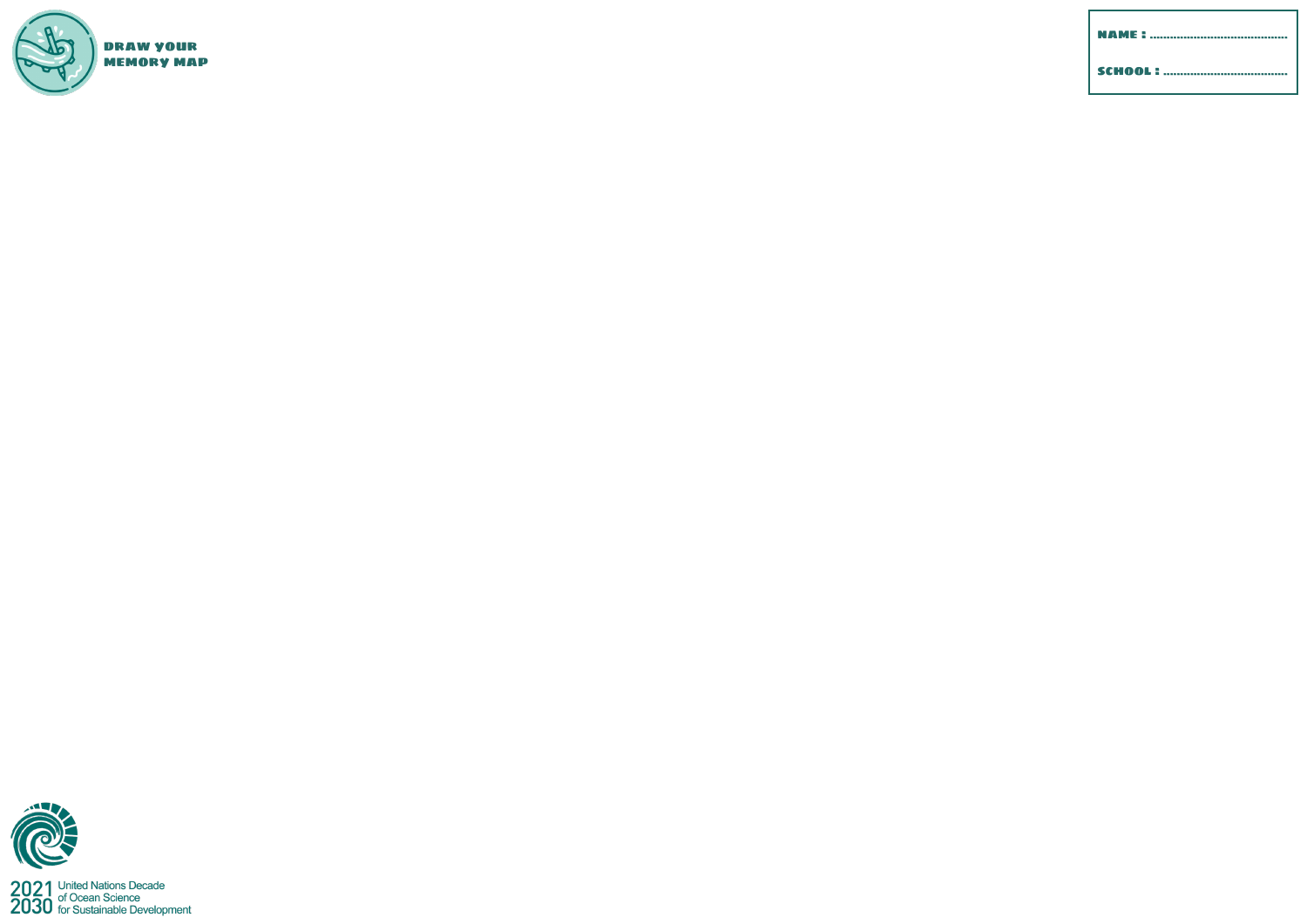**DRAW YOUR MEMORY MAP**

NAME : ........................................

SCHOOL : ....................................

2021 2030 United Nations Decade of Ocean Science for Sustainable Development